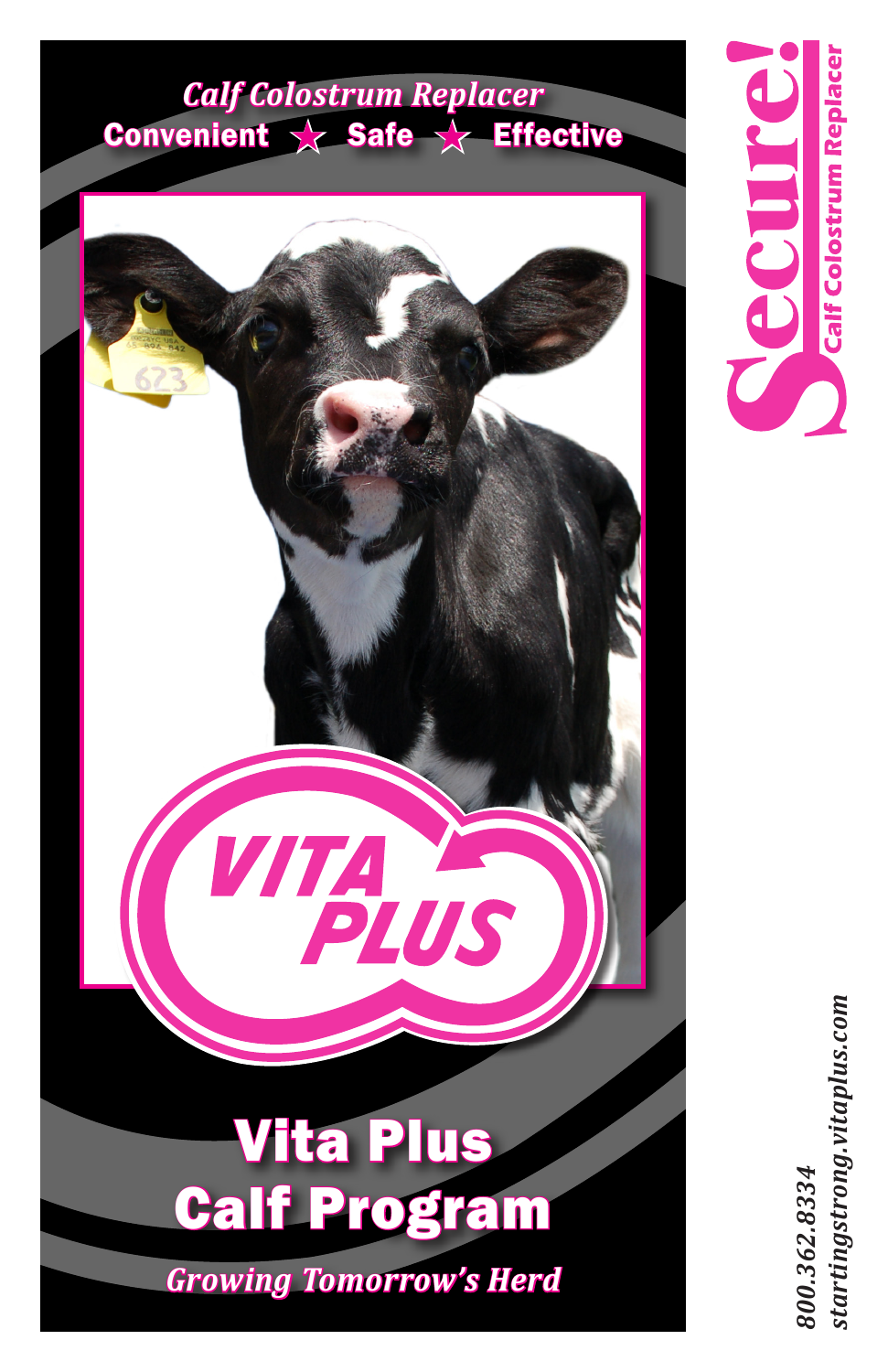*Calf Colostrum Replacer*

**Convenient ★ Safe ★ Effective**

VITA PLUS

# Vita Plus Calf Program

*Growing Tomorrow's Herd*

# Secure!

**Calf Colostrum Replacer**

*800.362.8334*

*startingstrong.vitaplus.com*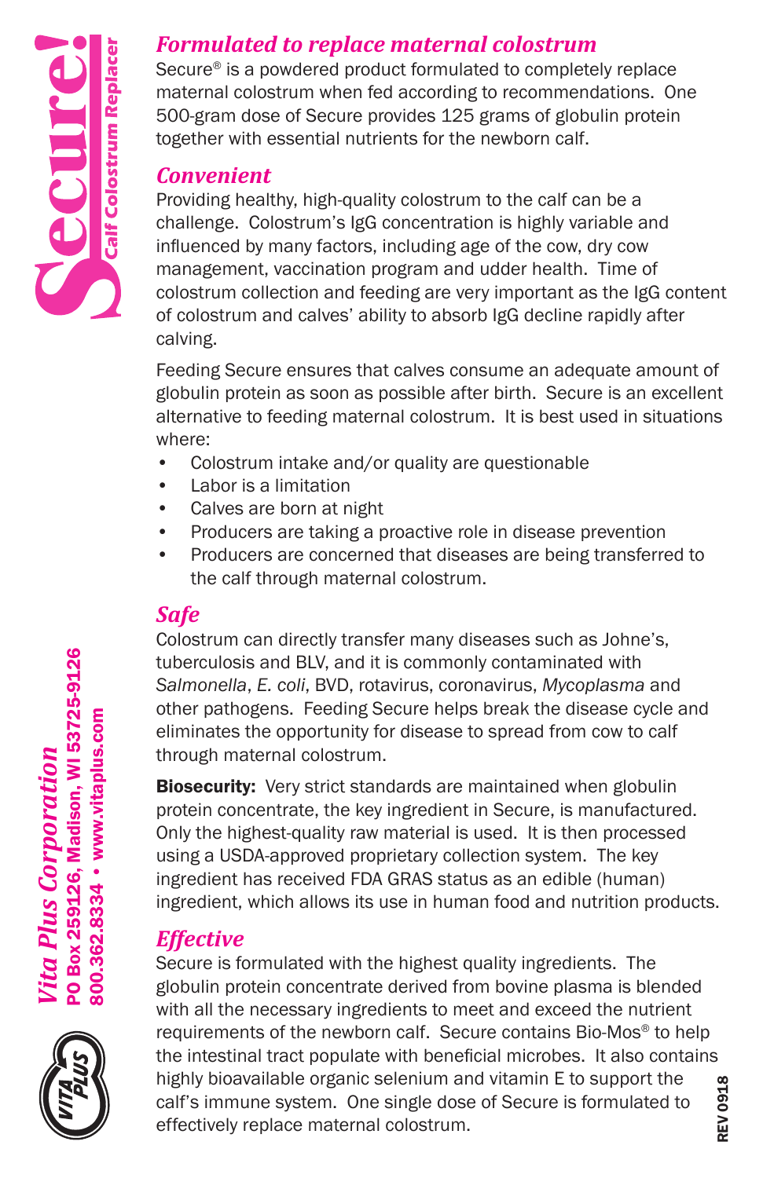# Secure! Calf Colostrum Replacer

## *Formulated to replace maternal colostrum*

Secure® is a powdered product formulated to completely replace maternal colostrum when fed according to recommendations. One 500-gram dose of Secure provides 125 grams of globulin protein together with essential nutrients for the newborn calf.

## *Convenient*

Providing healthy, high-quality colostrum to the calf can be a challenge. Colostrum's IgG concentration is highly variable and influenced by many factors, including age of the cow, dry cow management, vaccination program and udder health. Time of colostrum collection and feeding are very important as the IgG content of colostrum and calves' ability to absorb IgG decline rapidly after calving.

Feeding Secure ensures that calves consume an adequate amount of globulin protein as soon as possible after birth. Secure is an excellent alternative to feeding maternal colostrum. It is best used in situations where:

- Colostrum intake and/or quality are questionable
- Labor is a limitation
- Calves are born at night
- Producers are taking a proactive role in disease prevention
- Producers are concerned that diseases are being transferred to the calf through maternal colostrum.

## *Safe*

Colostrum can directly transfer many diseases such as Johne's, tuberculosis and BLV, and it is commonly contaminated with *Salmonella*, *E. coli*, BVD, rotavirus, coronavirus, *Mycoplasma* and other pathogens. Feeding Secure helps break the disease cycle and eliminates the opportunity for disease to spread from cow to calf through maternal colostrum.

**Biosecurity:** Very strict standards are maintained when globulin protein concentrate, the key ingredient in Secure, is manufactured. Only the highest-quality raw material is used. It is then processed using a USDA-approved proprietary collection system. The key ingredient has received FDA GRAS status as an edible (human) ingredient, which allows its use in human food and nutrition products.

## *Effective*

Secure is formulated with the highest quality ingredients. The globulin protein concentrate derived from bovine plasma is blended with all the necessary ingredients to meet and exceed the nutrient requirements of the newborn calf. Secure contains Bio-Mos® to help the intestinal tract populate with beneficial microbes. It also contains highly bioavailable organic selenium and vitamin E to support the calf's immune system. One single dose of Secure is formulated to effectively replace maternal colostrum.

*Vita Plus Corporation*
PO Box 259126, Madison, WI 53725-9126
800.362.8334 • www.vitaplus.com

REV 0918